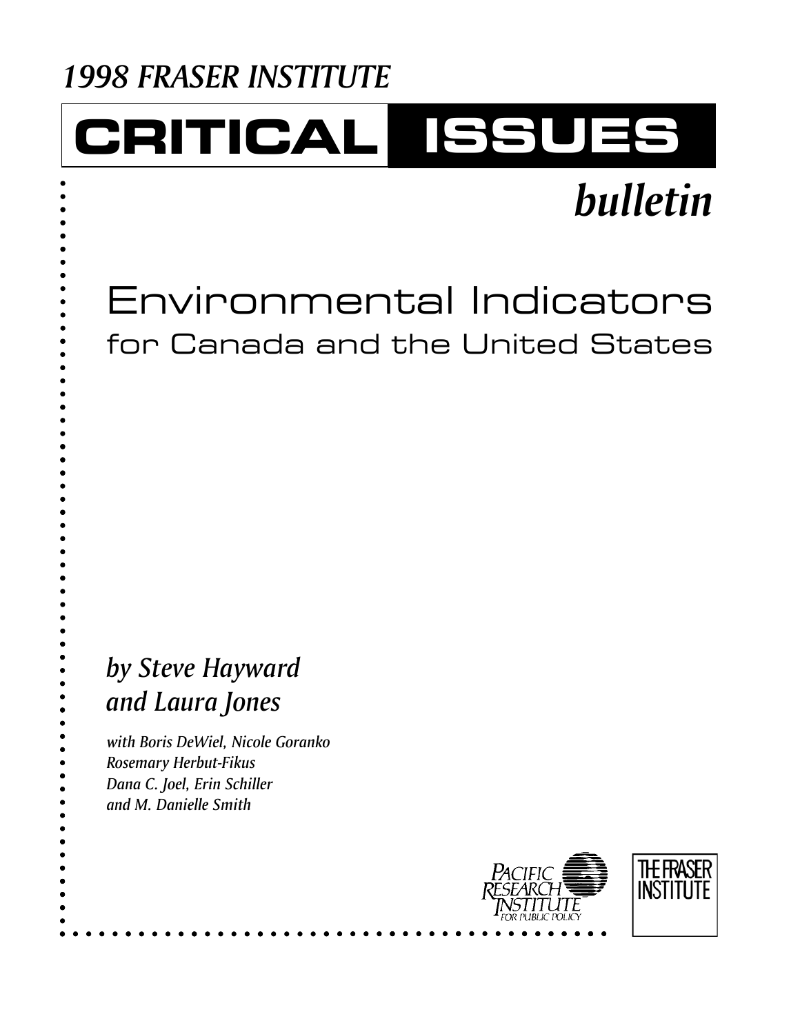*1998 FRASER INSTITUTE*

# CRITICAL ISSUES

## *bulletin*

# Environmental Indicators
## for Canada and the United States

***by Steve Hayward and Laura Jones***

*with Boris DeWiel, Nicole Goranko*
*Rosemary Herbut-Fikus*
*Dana C. Joel, Erin Schiller*
*and M. Danielle Smith*

PACIFIC RESEARCH INSTITUTE FOR PUBLIC POLICY

THE FRASER INSTITUTE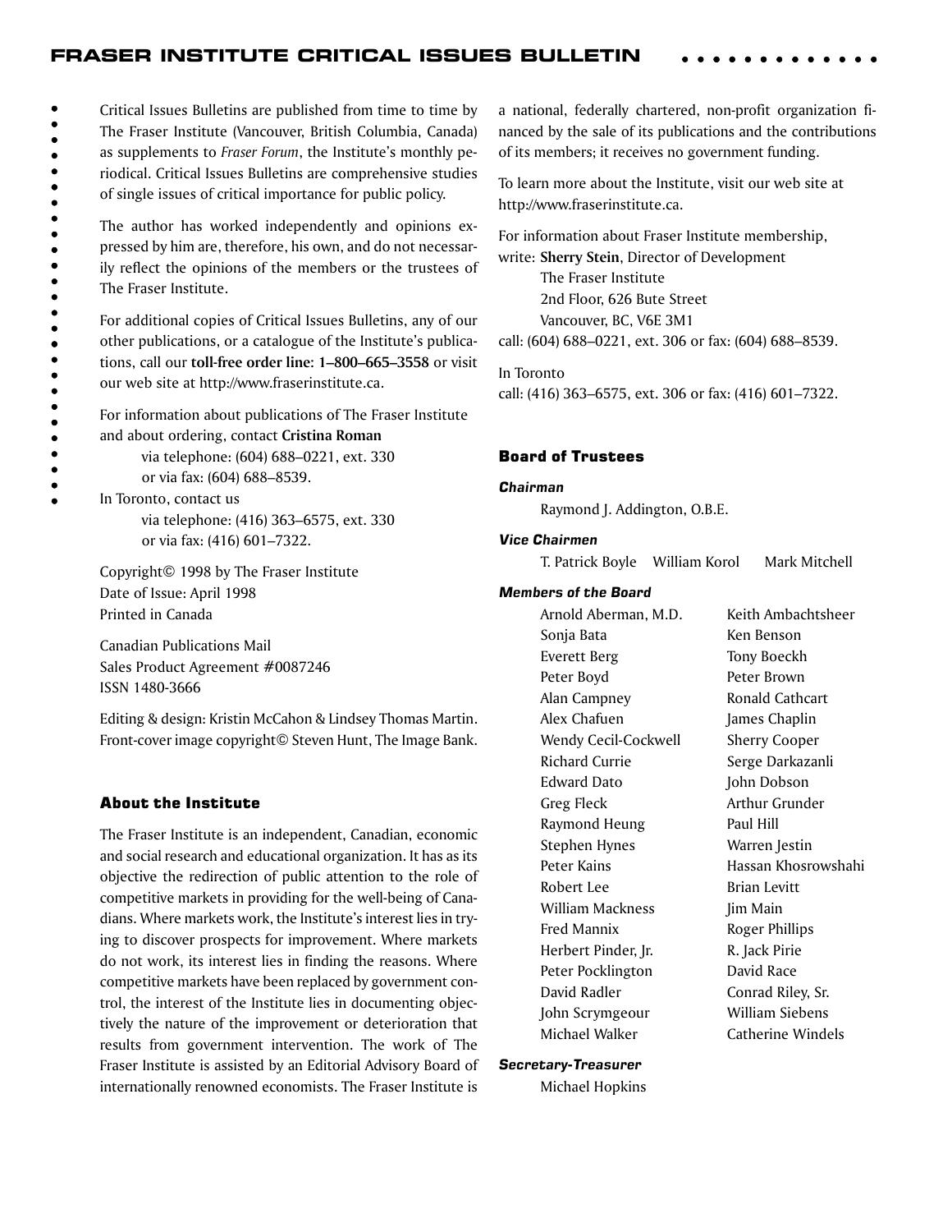Critical Issues Bulletins are published from time to time by The Fraser Institute (Vancouver, British Columbia, Canada) as supplements to *Fraser Forum*, the Institute's monthly periodical. Critical Issues Bulletins are comprehensive studies of single issues of critical importance for public policy.

The author has worked independently and opinions expressed by him are, therefore, his own, and do not necessarily reflect the opinions of the members or the trustees of The Fraser Institute.

For additional copies of Critical Issues Bulletins, any of our other publications, or a catalogue of the Institute's publications, call our **toll-free order line: 1–800–665–3558** or visit our web site at http://www.fraserinstitute.ca.

For information about publications of The Fraser Institute and about ordering, contact **Cristina Roman**
via telephone: (604) 688–0221, ext. 330
or via fax: (604) 688–8539.

In Toronto, contact us
via telephone: (416) 363–6575, ext. 330
or via fax: (416) 601–7322.

Copyright© 1998 by The Fraser Institute
Date of Issue: April 1998
Printed in Canada

Canadian Publications Mail
Sales Product Agreement #0087246
ISSN 1480-3666

Editing & design: Kristin McCahon & Lindsey Thomas Martin.
Front-cover image copyright© Steven Hunt, The Image Bank.

### About the Institute

The Fraser Institute is an independent, Canadian, economic and social research and educational organization. It has as its objective the redirection of public attention to the role of competitive markets in providing for the well-being of Canadians. Where markets work, the Institute's interest lies in trying to discover prospects for improvement. Where markets do not work, its interest lies in finding the reasons. Where competitive markets have been replaced by government control, the interest of the Institute lies in documenting objectively the nature of the improvement or deterioration that results from government intervention. The work of The Fraser Institute is assisted by an Editorial Advisory Board of internationally renowned economists. The Fraser Institute is a national, federally chartered, non-profit organization financed by the sale of its publications and the contributions of its members; it receives no government funding.

To learn more about the Institute, visit our web site at http://www.fraserinstitute.ca.

For information about Fraser Institute membership,
write: **Sherry Stein**, Director of Development
The Fraser Institute
2nd Floor, 626 Bute Street
Vancouver, BC, V6E 3M1
call: (604) 688–0221, ext. 306 or fax: (604) 688–8539.

In Toronto
call: (416) 363–6575, ext. 306 or fax: (416) 601–7322.

### Board of Trustees

***Chairman***

Raymond J. Addington, O.B.E.

***Vice Chairmen***

T. Patrick Boyle  William Korol  Mark Mitchell

***Members of the Board***

Arnold Aberman, M.D.
Keith Ambachtsheer
Sonja Bata
Ken Benson
Everett Berg
Tony Boeckh
Peter Boyd
Peter Brown
Alan Campney
Ronald Cathcart
Alex Chafuen
James Chaplin
Wendy Cecil-Cockwell
Sherry Cooper
Richard Currie
Serge Darkazanli
Edward Dato
John Dobson
Greg Fleck
Arthur Grunder
Raymond Heung
Paul Hill
Stephen Hynes
Warren Jestin
Peter Kains
Hassan Khosrowshahi
Robert Lee
Brian Levitt
William Mackness
Jim Main
Fred Mannix
Roger Phillips
Herbert Pinder, Jr.
R. Jack Pirie
Peter Pocklington
David Race
David Radler
Conrad Riley, Sr.
John Scrymgeour
William Siebens
Michael Walker
Catherine Windels

***Secretary-Treasurer***

Michael Hopkins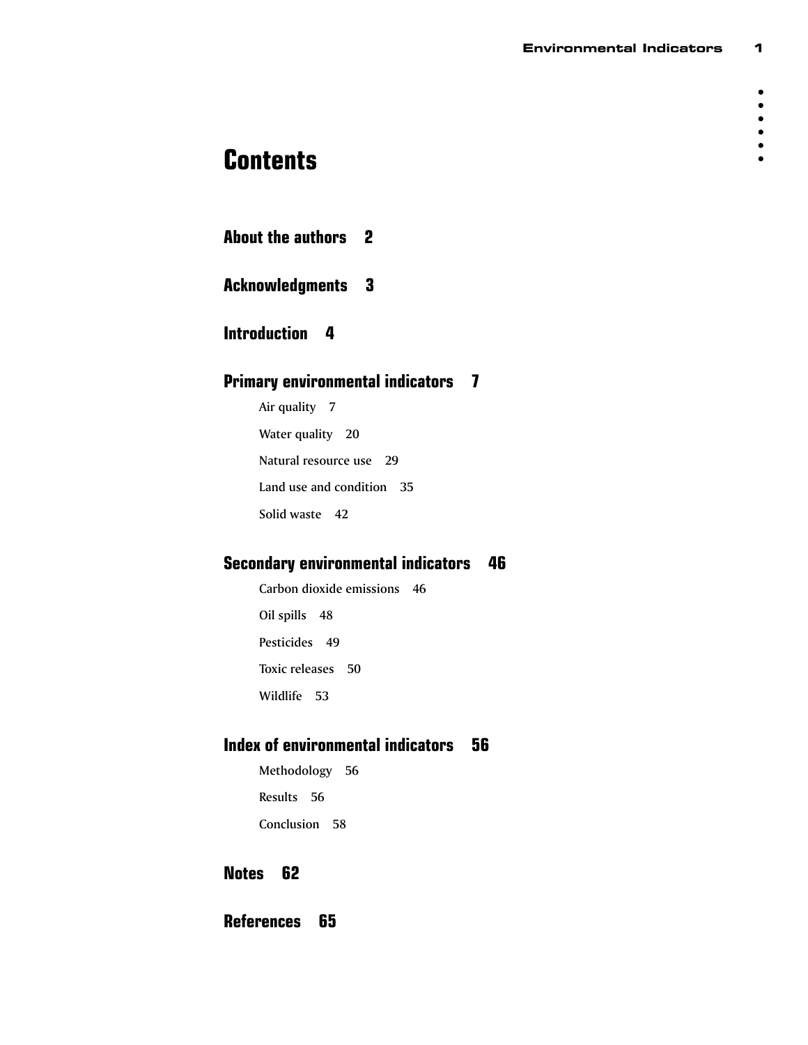# Contents

## About the authors 2

## Acknowledgments 3

## Introduction 4

## Primary environmental indicators 7

- Air quality 7
- Water quality 20
- Natural resource use 29
- Land use and condition 35
- Solid waste 42

## Secondary environmental indicators 46

- Carbon dioxide emissions 46
- Oil spills 48
- Pesticides 49
- Toxic releases 50
- Wildlife 53

## Index of environmental indicators 56

- Methodology 56
- Results 56
- Conclusion 58

## Notes 62

## References 65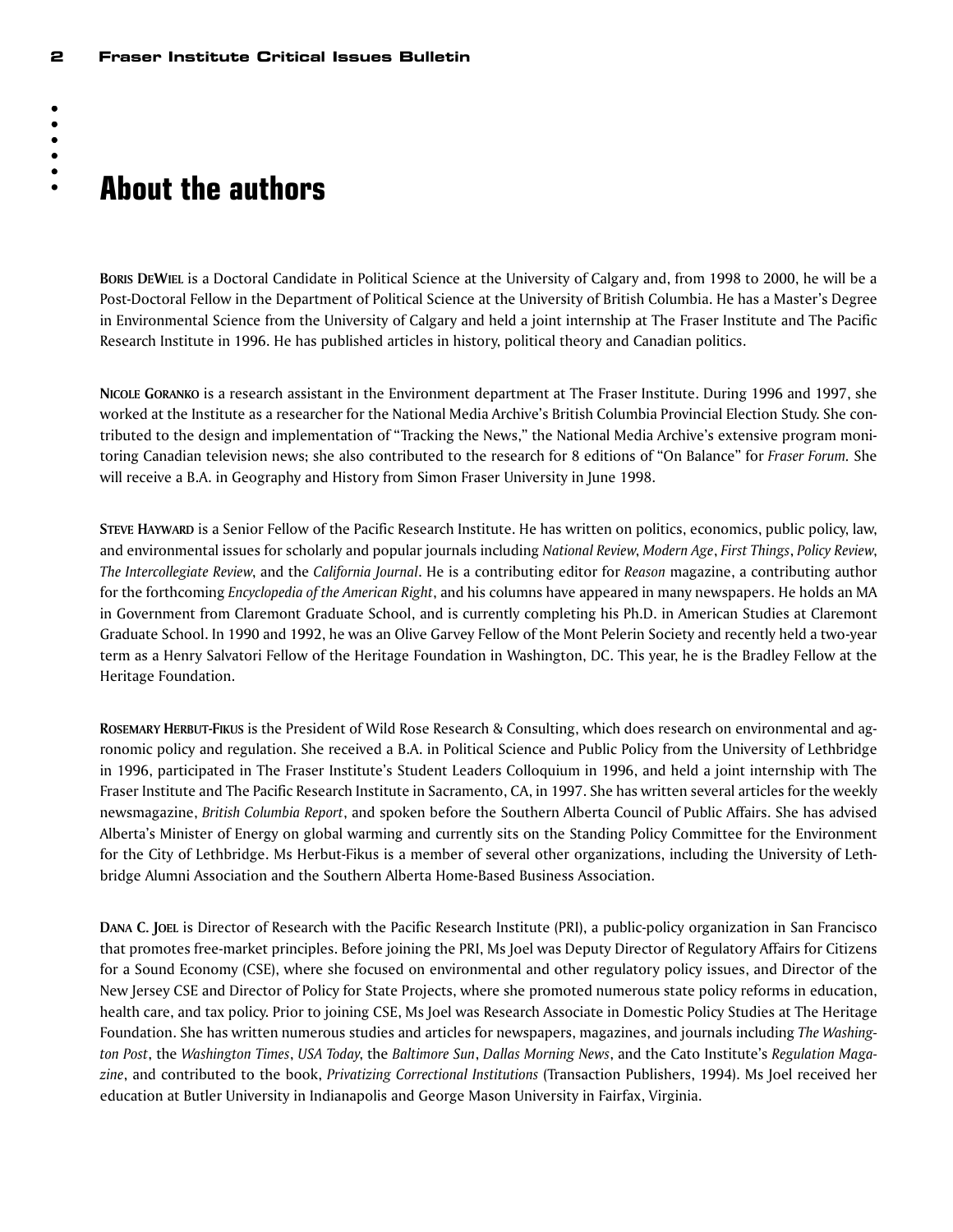# About the authors

**Boris DeWiel** is a Doctoral Candidate in Political Science at the University of Calgary and, from 1998 to 2000, he will be a Post-Doctoral Fellow in the Department of Political Science at the University of British Columbia. He has a Master's Degree in Environmental Science from the University of Calgary and held a joint internship at The Fraser Institute and The Pacific Research Institute in 1996. He has published articles in history, political theory and Canadian politics.

**Nicole Goranko** is a research assistant in the Environment department at The Fraser Institute. During 1996 and 1997, she worked at the Institute as a researcher for the National Media Archive's British Columbia Provincial Election Study. She contributed to the design and implementation of "Tracking the News," the National Media Archive's extensive program monitoring Canadian television news; she also contributed to the research for 8 editions of "On Balance" for *Fraser Forum.* She will receive a B.A. in Geography and History from Simon Fraser University in June 1998.

**Steve Hayward** is a Senior Fellow of the Pacific Research Institute. He has written on politics, economics, public policy, law, and environmental issues for scholarly and popular journals including *National Review*, *Modern Age*, *First Things*, *Policy Review*, *The Intercollegiate Review*, and the *California Journal*. He is a contributing editor for *Reason* magazine, a contributing author for the forthcoming *Encyclopedia of the American Right*, and his columns have appeared in many newspapers. He holds an MA in Government from Claremont Graduate School, and is currently completing his Ph.D. in American Studies at Claremont Graduate School. In 1990 and 1992, he was an Olive Garvey Fellow of the Mont Pelerin Society and recently held a two-year term as a Henry Salvatori Fellow of the Heritage Foundation in Washington, DC. This year, he is the Bradley Fellow at the Heritage Foundation.

**Rosemary Herbut-Fikus** is the President of Wild Rose Research & Consulting, which does research on environmental and agronomic policy and regulation. She received a B.A. in Political Science and Public Policy from the University of Lethbridge in 1996, participated in The Fraser Institute's Student Leaders Colloquium in 1996, and held a joint internship with The Fraser Institute and The Pacific Research Institute in Sacramento, CA, in 1997. She has written several articles for the weekly newsmagazine, *British Columbia Report*, and spoken before the Southern Alberta Council of Public Affairs. She has advised Alberta's Minister of Energy on global warming and currently sits on the Standing Policy Committee for the Environment for the City of Lethbridge. Ms Herbut-Fikus is a member of several other organizations, including the University of Lethbridge Alumni Association and the Southern Alberta Home-Based Business Association.

**Dana C. Joel** is Director of Research with the Pacific Research Institute (PRI), a public-policy organization in San Francisco that promotes free-market principles. Before joining the PRI, Ms Joel was Deputy Director of Regulatory Affairs for Citizens for a Sound Economy (CSE), where she focused on environmental and other regulatory policy issues, and Director of the New Jersey CSE and Director of Policy for State Projects, where she promoted numerous state policy reforms in education, health care, and tax policy. Prior to joining CSE, Ms Joel was Research Associate in Domestic Policy Studies at The Heritage Foundation. She has written numerous studies and articles for newspapers, magazines, and journals including *The Washington Post*, the *Washington Times*, *USA Today*, the *Baltimore Sun*, *Dallas Morning News*, and the Cato Institute's *Regulation Magazine*, and contributed to the book, *Privatizing Correctional Institutions* (Transaction Publishers, 1994). Ms Joel received her education at Butler University in Indianapolis and George Mason University in Fairfax, Virginia.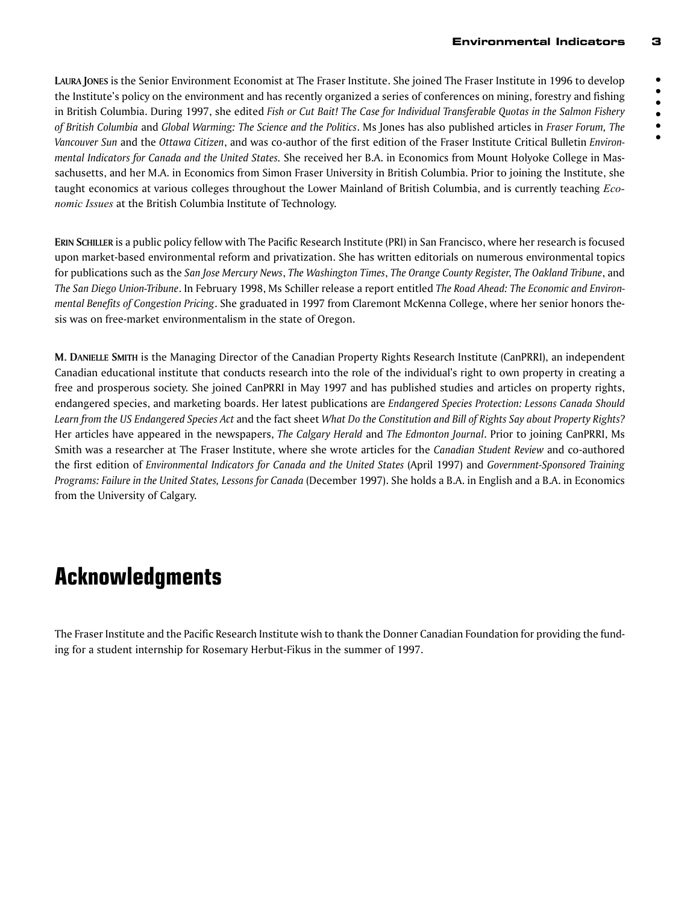**LAURA JONES** is the Senior Environment Economist at The Fraser Institute. She joined The Fraser Institute in 1996 to develop the Institute's policy on the environment and has recently organized a series of conferences on mining, forestry and fishing in British Columbia. During 1997, she edited *Fish or Cut Bait! The Case for Individual Transferable Quotas in the Salmon Fishery of British Columbia* and *Global Warming: The Science and the Politics*. Ms Jones has also published articles in *Fraser Forum, The Vancouver Sun* and the *Ottawa Citizen*, and was co-author of the first edition of the Fraser Institute Critical Bulletin *Environmental Indicators for Canada and the United States.* She received her B.A. in Economics from Mount Holyoke College in Massachusetts, and her M.A. in Economics from Simon Fraser University in British Columbia. Prior to joining the Institute, she taught economics at various colleges throughout the Lower Mainland of British Columbia, and is currently teaching *Economic Issues* at the British Columbia Institute of Technology.

**ERIN SCHILLER** is a public policy fellow with The Pacific Research Institute (PRI) in San Francisco, where her research is focused upon market-based environmental reform and privatization. She has written editorials on numerous environmental topics for publications such as the *San Jose Mercury News*, *The Washington Times*, *The Orange County Register*, *The Oakland Tribune*, and *The San Diego Union-Tribune*. In February 1998, Ms Schiller release a report entitled *The Road Ahead: The Economic and Environmental Benefits of Congestion Pricing*. She graduated in 1997 from Claremont McKenna College, where her senior honors thesis was on free-market environmentalism in the state of Oregon.

**M. DANIELLE SMITH** is the Managing Director of the Canadian Property Rights Research Institute (CanPRRI), an independent Canadian educational institute that conducts research into the role of the individual's right to own property in creating a free and prosperous society. She joined CanPRRI in May 1997 and has published studies and articles on property rights, endangered species, and marketing boards. Her latest publications are *Endangered Species Protection: Lessons Canada Should Learn from the US Endangered Species Act* and the fact sheet *What Do the Constitution and Bill of Rights Say about Property Rights?* Her articles have appeared in the newspapers, *The Calgary Herald* and *The Edmonton Journal*. Prior to joining CanPRRI, Ms Smith was a researcher at The Fraser Institute, where she wrote articles for the *Canadian Student Review* and co-authored the first edition of *Environmental Indicators for Canada and the United States* (April 1997) and *Government-Sponsored Training Programs: Failure in the United States, Lessons for Canada* (December 1997). She holds a B.A. in English and a B.A. in Economics from the University of Calgary.

# Acknowledgments

The Fraser Institute and the Pacific Research Institute wish to thank the Donner Canadian Foundation for providing the funding for a student internship for Rosemary Herbut-Fikus in the summer of 1997.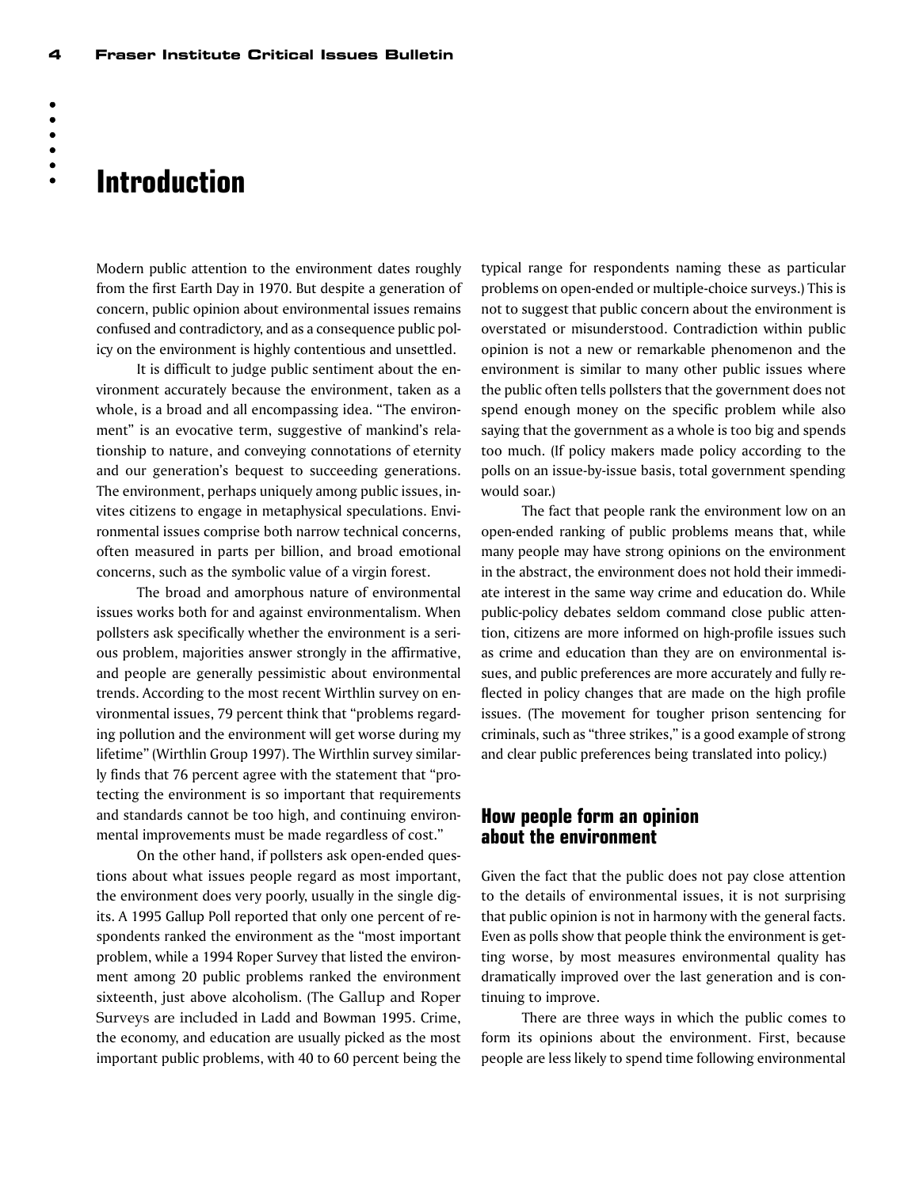# Introduction

Modern public attention to the environment dates roughly from the first Earth Day in 1970. But despite a generation of concern, public opinion about environmental issues remains confused and contradictory, and as a consequence public policy on the environment is highly contentious and unsettled.

It is difficult to judge public sentiment about the environment accurately because the environment, taken as a whole, is a broad and all encompassing idea. "The environment" is an evocative term, suggestive of mankind's relationship to nature, and conveying connotations of eternity and our generation's bequest to succeeding generations. The environment, perhaps uniquely among public issues, invites citizens to engage in metaphysical speculations. Environmental issues comprise both narrow technical concerns, often measured in parts per billion, and broad emotional concerns, such as the symbolic value of a virgin forest.

The broad and amorphous nature of environmental issues works both for and against environmentalism. When pollsters ask specifically whether the environment is a serious problem, majorities answer strongly in the affirmative, and people are generally pessimistic about environmental trends. According to the most recent Wirthlin survey on environmental issues, 79 percent think that "problems regarding pollution and the environment will get worse during my lifetime" (Wirthlin Group 1997). The Wirthlin survey similarly finds that 76 percent agree with the statement that "protecting the environment is so important that requirements and standards cannot be too high, and continuing environmental improvements must be made regardless of cost."

On the other hand, if pollsters ask open-ended questions about what issues people regard as most important, the environment does very poorly, usually in the single digits. A 1995 Gallup Poll reported that only one percent of respondents ranked the environment as the "most important problem, while a 1994 Roper Survey that listed the environment among 20 public problems ranked the environment sixteenth, just above alcoholism. (The Gallup and Roper Surveys are included in Ladd and Bowman 1995. Crime, the economy, and education are usually picked as the most important public problems, with 40 to 60 percent being the typical range for respondents naming these as particular problems on open-ended or multiple-choice surveys.) This is not to suggest that public concern about the environment is overstated or misunderstood. Contradiction within public opinion is not a new or remarkable phenomenon and the environment is similar to many other public issues where the public often tells pollsters that the government does not spend enough money on the specific problem while also saying that the government as a whole is too big and spends too much. (If policy makers made policy according to the polls on an issue-by-issue basis, total government spending would soar.)

The fact that people rank the environment low on an open-ended ranking of public problems means that, while many people may have strong opinions on the environment in the abstract, the environment does not hold their immediate interest in the same way crime and education do. While public-policy debates seldom command close public attention, citizens are more informed on high-profile issues such as crime and education than they are on environmental issues, and public preferences are more accurately and fully reflected in policy changes that are made on the high profile issues. (The movement for tougher prison sentencing for criminals, such as "three strikes," is a good example of strong and clear public preferences being translated into policy.)

## How people form an opinion about the environment

Given the fact that the public does not pay close attention to the details of environmental issues, it is not surprising that public opinion is not in harmony with the general facts. Even as polls show that people think the environment is getting worse, by most measures environmental quality has dramatically improved over the last generation and is continuing to improve.

There are three ways in which the public comes to form its opinions about the environment. First, because people are less likely to spend time following environmental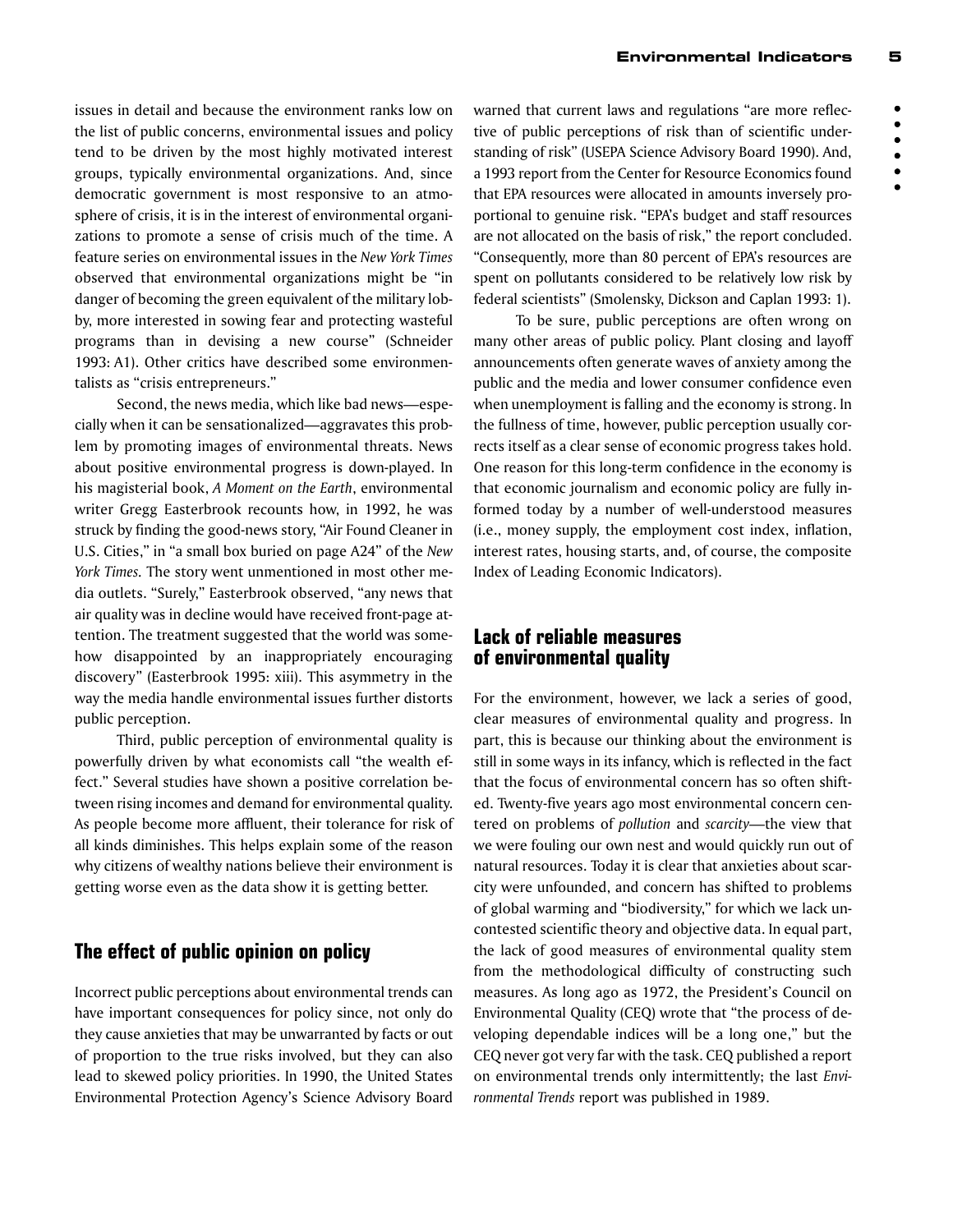issues in detail and because the environment ranks low on the list of public concerns, environmental issues and policy tend to be driven by the most highly motivated interest groups, typically environmental organizations. And, since democratic government is most responsive to an atmosphere of crisis, it is in the interest of environmental organizations to promote a sense of crisis much of the time. A feature series on environmental issues in the *New York Times* observed that environmental organizations might be "in danger of becoming the green equivalent of the military lobby, more interested in sowing fear and protecting wasteful programs than in devising a new course" (Schneider 1993: A1). Other critics have described some environmentalists as "crisis entrepreneurs."

Second, the news media, which like bad news—especially when it can be sensationalized—aggravates this problem by promoting images of environmental threats. News about positive environmental progress is down-played. In his magisterial book, *A Moment on the Earth*, environmental writer Gregg Easterbrook recounts how, in 1992, he was struck by finding the good-news story, "Air Found Cleaner in U.S. Cities," in "a small box buried on page A24" of the *New York Times.* The story went unmentioned in most other media outlets. "Surely," Easterbrook observed, "any news that air quality was in decline would have received front-page attention. The treatment suggested that the world was somehow disappointed by an inappropriately encouraging discovery" (Easterbrook 1995: xiii). This asymmetry in the way the media handle environmental issues further distorts public perception.

Third, public perception of environmental quality is powerfully driven by what economists call "the wealth effect." Several studies have shown a positive correlation between rising incomes and demand for environmental quality. As people become more affluent, their tolerance for risk of all kinds diminishes. This helps explain some of the reason why citizens of wealthy nations believe their environment is getting worse even as the data show it is getting better.

## The effect of public opinion on policy

Incorrect public perceptions about environmental trends can have important consequences for policy since, not only do they cause anxieties that may be unwarranted by facts or out of proportion to the true risks involved, but they can also lead to skewed policy priorities. In 1990, the United States Environmental Protection Agency's Science Advisory Board warned that current laws and regulations "are more reflective of public perceptions of risk than of scientific understanding of risk" (USEPA Science Advisory Board 1990). And, a 1993 report from the Center for Resource Economics found that EPA resources were allocated in amounts inversely proportional to genuine risk. "EPA's budget and staff resources are not allocated on the basis of risk," the report concluded. "Consequently, more than 80 percent of EPA's resources are spent on pollutants considered to be relatively low risk by federal scientists" (Smolensky, Dickson and Caplan 1993: 1).

To be sure, public perceptions are often wrong on many other areas of public policy. Plant closing and layoff announcements often generate waves of anxiety among the public and the media and lower consumer confidence even when unemployment is falling and the economy is strong. In the fullness of time, however, public perception usually corrects itself as a clear sense of economic progress takes hold. One reason for this long-term confidence in the economy is that economic journalism and economic policy are fully informed today by a number of well-understood measures (i.e., money supply, the employment cost index, inflation, interest rates, housing starts, and, of course, the composite Index of Leading Economic Indicators).

## Lack of reliable measures of environmental quality

For the environment, however, we lack a series of good, clear measures of environmental quality and progress. In part, this is because our thinking about the environment is still in some ways in its infancy, which is reflected in the fact that the focus of environmental concern has so often shifted. Twenty-five years ago most environmental concern centered on problems of *pollution* and *scarcity*—the view that we were fouling our own nest and would quickly run out of natural resources. Today it is clear that anxieties about scarcity were unfounded, and concern has shifted to problems of global warming and "biodiversity," for which we lack uncontested scientific theory and objective data. In equal part, the lack of good measures of environmental quality stem from the methodological difficulty of constructing such measures. As long ago as 1972, the President's Council on Environmental Quality (CEQ) wrote that "the process of developing dependable indices will be a long one," but the CEQ never got very far with the task. CEQ published a report on environmental trends only intermittently; the last *Environmental Trends* report was published in 1989.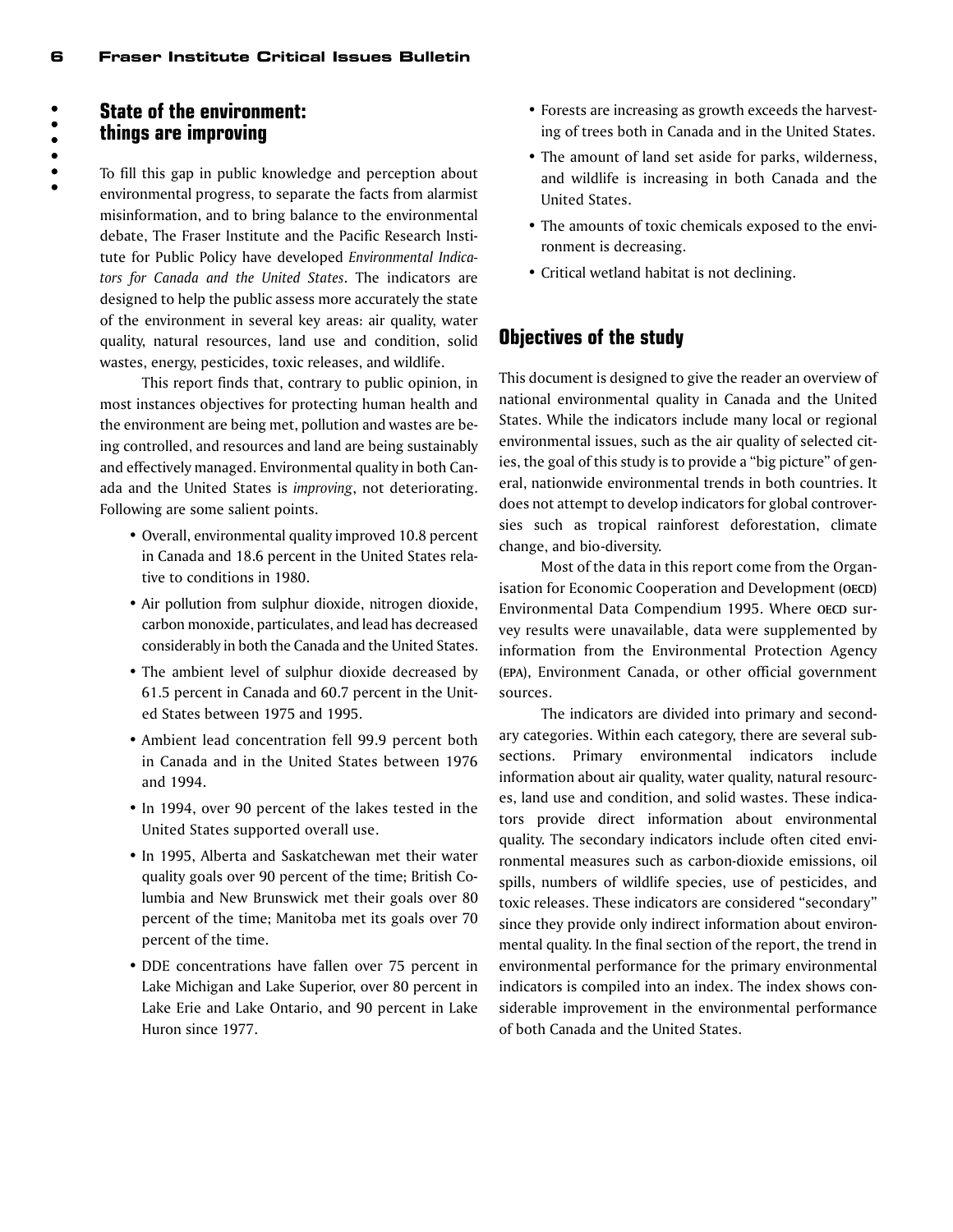## State of the environment: things are improving

To fill this gap in public knowledge and perception about environmental progress, to separate the facts from alarmist misinformation, and to bring balance to the environmental debate, The Fraser Institute and the Pacific Research Institute for Public Policy have developed *Environmental Indicators for Canada and the United States*. The indicators are designed to help the public assess more accurately the state of the environment in several key areas: air quality, water quality, natural resources, land use and condition, solid wastes, energy, pesticides, toxic releases, and wildlife.

This report finds that, contrary to public opinion, in most instances objectives for protecting human health and the environment are being met, pollution and wastes are being controlled, and resources and land are being sustainably and effectively managed. Environmental quality in both Canada and the United States is *improving*, not deteriorating. Following are some salient points.

- Overall, environmental quality improved 10.8 percent in Canada and 18.6 percent in the United States relative to conditions in 1980.
- Air pollution from sulphur dioxide, nitrogen dioxide, carbon monoxide, particulates, and lead has decreased considerably in both the Canada and the United States.
- The ambient level of sulphur dioxide decreased by 61.5 percent in Canada and 60.7 percent in the United States between 1975 and 1995.
- Ambient lead concentration fell 99.9 percent both in Canada and in the United States between 1976 and 1994.
- In 1994, over 90 percent of the lakes tested in the United States supported overall use.
- In 1995, Alberta and Saskatchewan met their water quality goals over 90 percent of the time; British Columbia and New Brunswick met their goals over 80 percent of the time; Manitoba met its goals over 70 percent of the time.
- DDE concentrations have fallen over 75 percent in Lake Michigan and Lake Superior, over 80 percent in Lake Erie and Lake Ontario, and 90 percent in Lake Huron since 1977.
- Forests are increasing as growth exceeds the harvesting of trees both in Canada and in the United States.
- The amount of land set aside for parks, wilderness, and wildlife is increasing in both Canada and the United States.
- The amounts of toxic chemicals exposed to the environment is decreasing.
- Critical wetland habitat is not declining.

## Objectives of the study

This document is designed to give the reader an overview of national environmental quality in Canada and the United States. While the indicators include many local or regional environmental issues, such as the air quality of selected cities, the goal of this study is to provide a "big picture" of general, nationwide environmental trends in both countries. It does not attempt to develop indicators for global controversies such as tropical rainforest deforestation, climate change, and bio-diversity.

Most of the data in this report come from the Organisation for Economic Cooperation and Development (OECD) Environmental Data Compendium 1995. Where OECD survey results were unavailable, data were supplemented by information from the Environmental Protection Agency (EPA), Environment Canada, or other official government sources.

The indicators are divided into primary and secondary categories. Within each category, there are several subsections. Primary environmental indicators include information about air quality, water quality, natural resources, land use and condition, and solid wastes. These indicators provide direct information about environmental quality. The secondary indicators include often cited environmental measures such as carbon-dioxide emissions, oil spills, numbers of wildlife species, use of pesticides, and toxic releases. These indicators are considered "secondary" since they provide only indirect information about environmental quality. In the final section of the report, the trend in environmental performance for the primary environmental indicators is compiled into an index. The index shows considerable improvement in the environmental performance of both Canada and the United States.